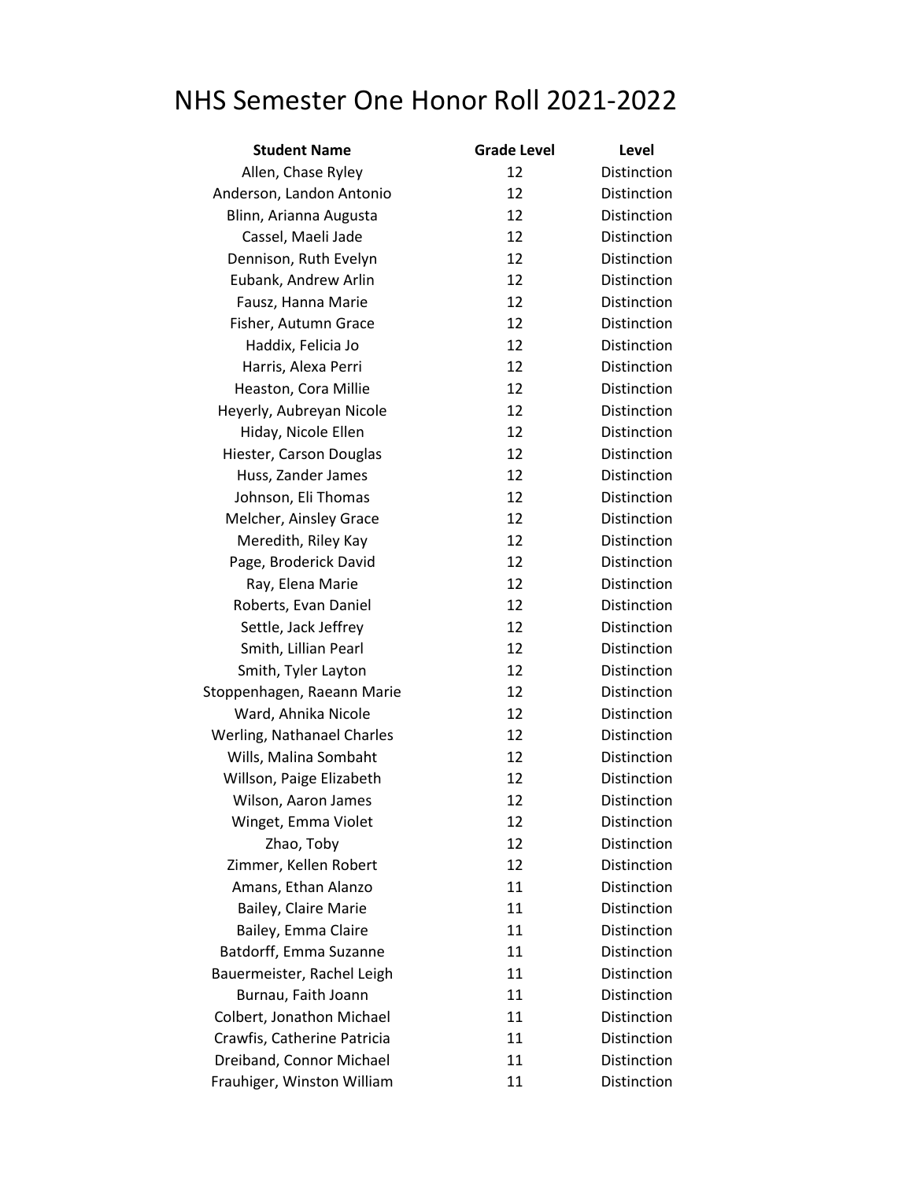# NHS Semester One Honor Roll 2021-2022

| Student Name | Grade Level | Level |
| --- | --- | --- |
| Allen, Chase Ryley | 12 | Distinction |
| Anderson, Landon Antonio | 12 | Distinction |
| Blinn, Arianna Augusta | 12 | Distinction |
| Cassel, Maeli Jade | 12 | Distinction |
| Dennison, Ruth Evelyn | 12 | Distinction |
| Eubank, Andrew Arlin | 12 | Distinction |
| Fausz, Hanna Marie | 12 | Distinction |
| Fisher, Autumn Grace | 12 | Distinction |
| Haddix, Felicia Jo | 12 | Distinction |
| Harris, Alexa Perri | 12 | Distinction |
| Heaston, Cora Millie | 12 | Distinction |
| Heyerly, Aubreyan Nicole | 12 | Distinction |
| Hiday, Nicole Ellen | 12 | Distinction |
| Hiester, Carson Douglas | 12 | Distinction |
| Huss, Zander James | 12 | Distinction |
| Johnson, Eli Thomas | 12 | Distinction |
| Melcher, Ainsley Grace | 12 | Distinction |
| Meredith, Riley Kay | 12 | Distinction |
| Page, Broderick David | 12 | Distinction |
| Ray, Elena Marie | 12 | Distinction |
| Roberts, Evan Daniel | 12 | Distinction |
| Settle, Jack Jeffrey | 12 | Distinction |
| Smith, Lillian Pearl | 12 | Distinction |
| Smith, Tyler Layton | 12 | Distinction |
| Stoppenhagen, Raeann Marie | 12 | Distinction |
| Ward, Ahnika Nicole | 12 | Distinction |
| Werling, Nathanael Charles | 12 | Distinction |
| Wills, Malina Sombaht | 12 | Distinction |
| Willson, Paige Elizabeth | 12 | Distinction |
| Wilson, Aaron James | 12 | Distinction |
| Winget, Emma Violet | 12 | Distinction |
| Zhao, Toby | 12 | Distinction |
| Zimmer, Kellen Robert | 12 | Distinction |
| Amans, Ethan Alanzo | 11 | Distinction |
| Bailey, Claire Marie | 11 | Distinction |
| Bailey, Emma Claire | 11 | Distinction |
| Batdorff, Emma Suzanne | 11 | Distinction |
| Bauermeister, Rachel Leigh | 11 | Distinction |
| Burnau, Faith Joann | 11 | Distinction |
| Colbert, Jonathon Michael | 11 | Distinction |
| Crawfis, Catherine Patricia | 11 | Distinction |
| Dreiband, Connor Michael | 11 | Distinction |
| Frauhiger, Winston William | 11 | Distinction |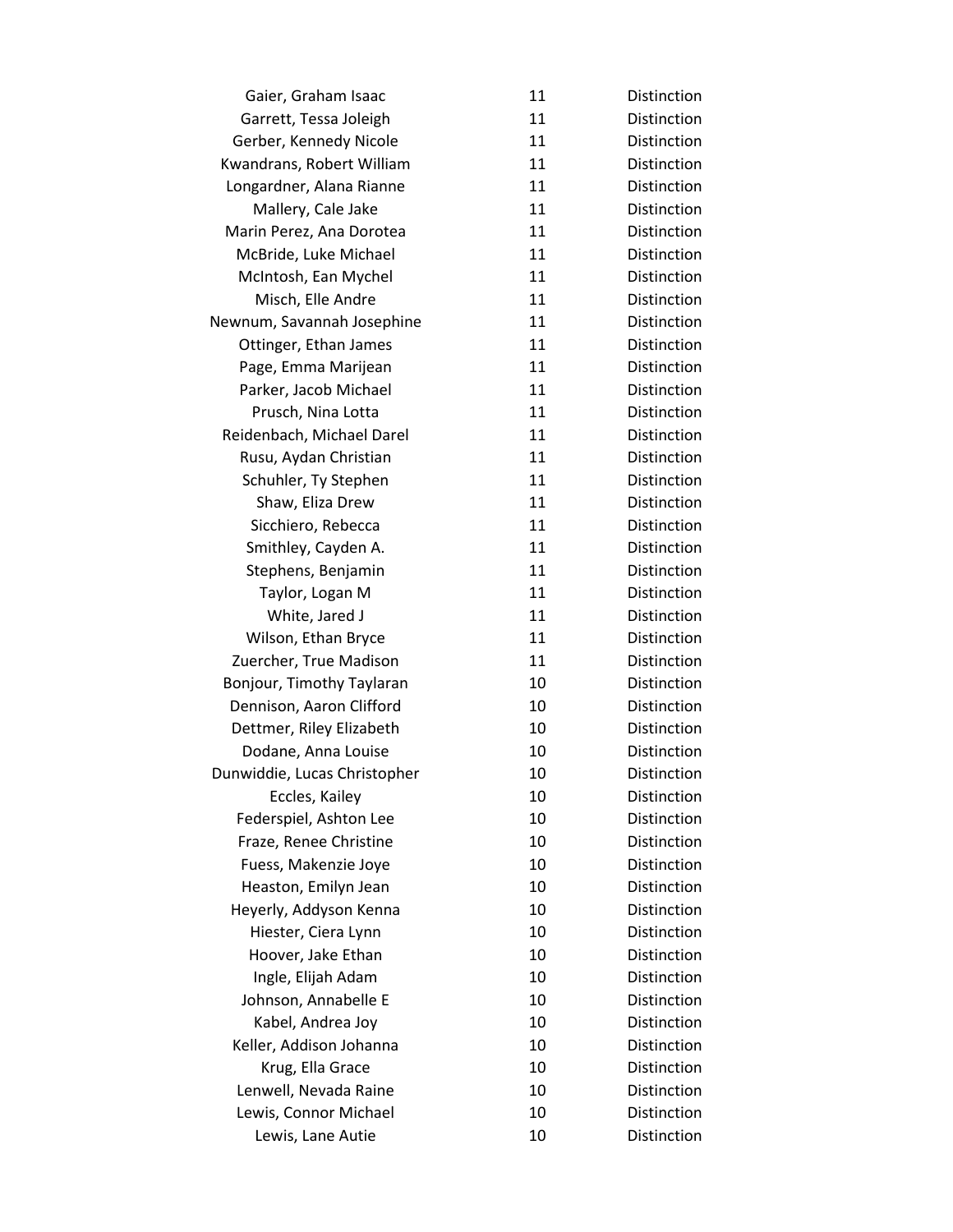| | | |
|---|---|---|
| Gaier, Graham Isaac | 11 | Distinction |
| Garrett, Tessa Joleigh | 11 | Distinction |
| Gerber, Kennedy Nicole | 11 | Distinction |
| Kwandrans, Robert William | 11 | Distinction |
| Longardner, Alana Rianne | 11 | Distinction |
| Mallery, Cale Jake | 11 | Distinction |
| Marin Perez, Ana Dorotea | 11 | Distinction |
| McBride, Luke Michael | 11 | Distinction |
| McIntosh, Ean Mychel | 11 | Distinction |
| Misch, Elle Andre | 11 | Distinction |
| Newnum, Savannah Josephine | 11 | Distinction |
| Ottinger, Ethan James | 11 | Distinction |
| Page, Emma Marijean | 11 | Distinction |
| Parker, Jacob Michael | 11 | Distinction |
| Prusch, Nina Lotta | 11 | Distinction |
| Reidenbach, Michael Darel | 11 | Distinction |
| Rusu, Aydan Christian | 11 | Distinction |
| Schuhler, Ty Stephen | 11 | Distinction |
| Shaw, Eliza Drew | 11 | Distinction |
| Sicchiero, Rebecca | 11 | Distinction |
| Smithley, Cayden A. | 11 | Distinction |
| Stephens, Benjamin | 11 | Distinction |
| Taylor, Logan M | 11 | Distinction |
| White, Jared J | 11 | Distinction |
| Wilson, Ethan Bryce | 11 | Distinction |
| Zuercher, True Madison | 11 | Distinction |
| Bonjour, Timothy Taylaran | 10 | Distinction |
| Dennison, Aaron Clifford | 10 | Distinction |
| Dettmer, Riley Elizabeth | 10 | Distinction |
| Dodane, Anna Louise | 10 | Distinction |
| Dunwiddie, Lucas Christopher | 10 | Distinction |
| Eccles, Kailey | 10 | Distinction |
| Federspiel, Ashton Lee | 10 | Distinction |
| Fraze, Renee Christine | 10 | Distinction |
| Fuess, Makenzie Joye | 10 | Distinction |
| Heaston, Emilyn Jean | 10 | Distinction |
| Heyerly, Addyson Kenna | 10 | Distinction |
| Hiester, Ciera Lynn | 10 | Distinction |
| Hoover, Jake Ethan | 10 | Distinction |
| Ingle, Elijah Adam | 10 | Distinction |
| Johnson, Annabelle E | 10 | Distinction |
| Kabel, Andrea Joy | 10 | Distinction |
| Keller, Addison Johanna | 10 | Distinction |
| Krug, Ella Grace | 10 | Distinction |
| Lenwell, Nevada Raine | 10 | Distinction |
| Lewis, Connor Michael | 10 | Distinction |
| Lewis, Lane Autie | 10 | Distinction |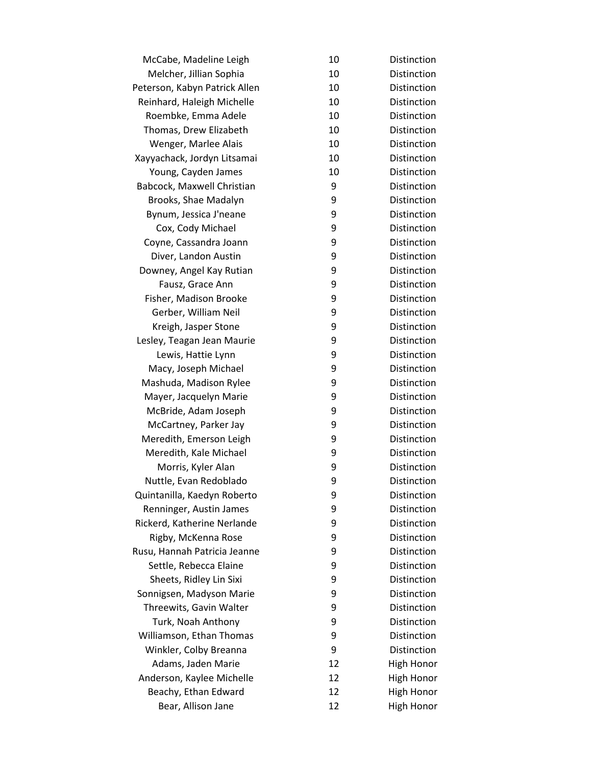| | | |
|---|---|---|
| McCabe, Madeline Leigh | 10 | Distinction |
| Melcher, Jillian Sophia | 10 | Distinction |
| Peterson, Kabyn Patrick Allen | 10 | Distinction |
| Reinhard, Haleigh Michelle | 10 | Distinction |
| Roembke, Emma Adele | 10 | Distinction |
| Thomas, Drew Elizabeth | 10 | Distinction |
| Wenger, Marlee Alais | 10 | Distinction |
| Xayyachack, Jordyn Litsamai | 10 | Distinction |
| Young, Cayden James | 10 | Distinction |
| Babcock, Maxwell Christian | 9 | Distinction |
| Brooks, Shae Madalyn | 9 | Distinction |
| Bynum, Jessica J'neane | 9 | Distinction |
| Cox, Cody Michael | 9 | Distinction |
| Coyne, Cassandra Joann | 9 | Distinction |
| Diver, Landon Austin | 9 | Distinction |
| Downey, Angel Kay Rutian | 9 | Distinction |
| Fausz, Grace Ann | 9 | Distinction |
| Fisher, Madison Brooke | 9 | Distinction |
| Gerber, William Neil | 9 | Distinction |
| Kreigh, Jasper Stone | 9 | Distinction |
| Lesley, Teagan Jean Maurie | 9 | Distinction |
| Lewis, Hattie Lynn | 9 | Distinction |
| Macy, Joseph Michael | 9 | Distinction |
| Mashuda, Madison Rylee | 9 | Distinction |
| Mayer, Jacquelyn Marie | 9 | Distinction |
| McBride, Adam Joseph | 9 | Distinction |
| McCartney, Parker Jay | 9 | Distinction |
| Meredith, Emerson Leigh | 9 | Distinction |
| Meredith, Kale Michael | 9 | Distinction |
| Morris, Kyler Alan | 9 | Distinction |
| Nuttle, Evan Redoblado | 9 | Distinction |
| Quintanilla, Kaedyn Roberto | 9 | Distinction |
| Renninger, Austin James | 9 | Distinction |
| Rickerd, Katherine Nerlande | 9 | Distinction |
| Rigby, McKenna Rose | 9 | Distinction |
| Rusu, Hannah Patricia Jeanne | 9 | Distinction |
| Settle, Rebecca Elaine | 9 | Distinction |
| Sheets, Ridley Lin Sixi | 9 | Distinction |
| Sonnigsen, Madyson Marie | 9 | Distinction |
| Threewits, Gavin Walter | 9 | Distinction |
| Turk, Noah Anthony | 9 | Distinction |
| Williamson, Ethan Thomas | 9 | Distinction |
| Winkler, Colby Breanna | 9 | Distinction |
| Adams, Jaden Marie | 12 | High Honor |
| Anderson, Kaylee Michelle | 12 | High Honor |
| Beachy, Ethan Edward | 12 | High Honor |
| Bear, Allison Jane | 12 | High Honor |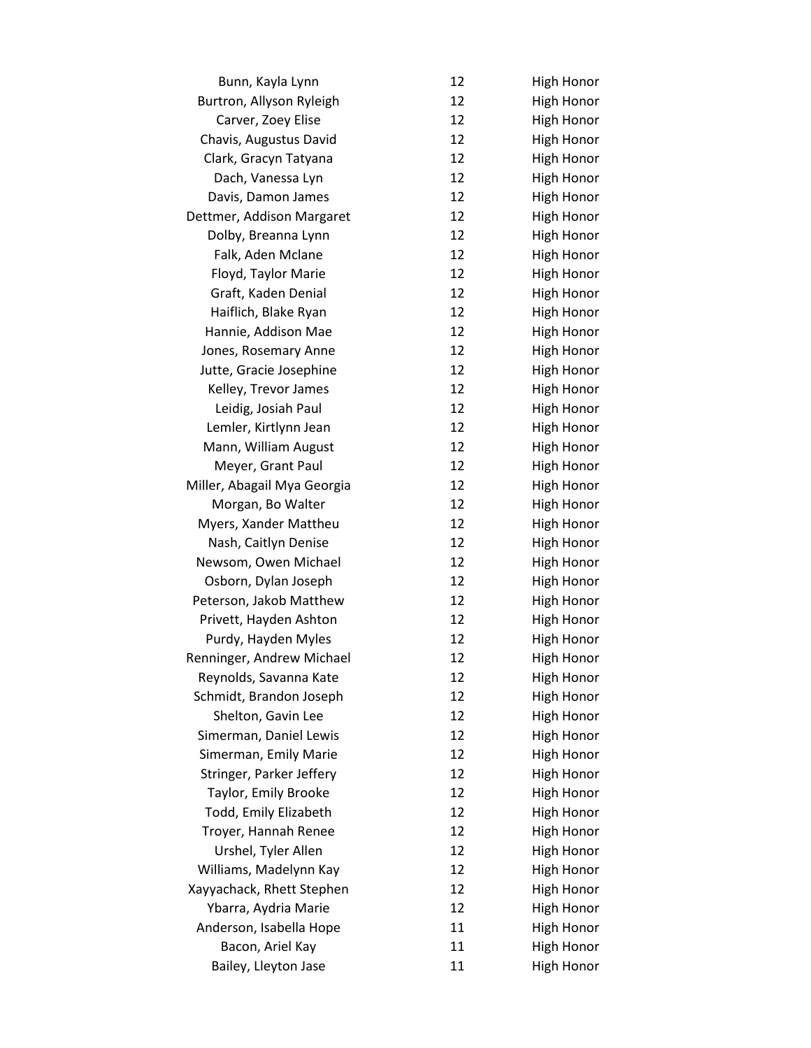| | | |
|---|---|---|
| Bunn, Kayla Lynn | 12 | High Honor |
| Burtron, Allyson Ryleigh | 12 | High Honor |
| Carver, Zoey Elise | 12 | High Honor |
| Chavis, Augustus David | 12 | High Honor |
| Clark, Gracyn Tatyana | 12 | High Honor |
| Dach, Vanessa Lyn | 12 | High Honor |
| Davis, Damon James | 12 | High Honor |
| Dettmer, Addison Margaret | 12 | High Honor |
| Dolby, Breanna Lynn | 12 | High Honor |
| Falk, Aden Mclane | 12 | High Honor |
| Floyd, Taylor Marie | 12 | High Honor |
| Graft, Kaden Denial | 12 | High Honor |
| Haiflich, Blake Ryan | 12 | High Honor |
| Hannie, Addison Mae | 12 | High Honor |
| Jones, Rosemary Anne | 12 | High Honor |
| Jutte, Gracie Josephine | 12 | High Honor |
| Kelley, Trevor James | 12 | High Honor |
| Leidig, Josiah Paul | 12 | High Honor |
| Lemler, Kirtlynn Jean | 12 | High Honor |
| Mann, William August | 12 | High Honor |
| Meyer, Grant Paul | 12 | High Honor |
| Miller, Abagail Mya Georgia | 12 | High Honor |
| Morgan, Bo Walter | 12 | High Honor |
| Myers, Xander Mattheu | 12 | High Honor |
| Nash, Caitlyn Denise | 12 | High Honor |
| Newsom, Owen Michael | 12 | High Honor |
| Osborn, Dylan Joseph | 12 | High Honor |
| Peterson, Jakob Matthew | 12 | High Honor |
| Privett, Hayden Ashton | 12 | High Honor |
| Purdy, Hayden Myles | 12 | High Honor |
| Renninger, Andrew Michael | 12 | High Honor |
| Reynolds, Savanna Kate | 12 | High Honor |
| Schmidt, Brandon Joseph | 12 | High Honor |
| Shelton, Gavin Lee | 12 | High Honor |
| Simerman, Daniel Lewis | 12 | High Honor |
| Simerman, Emily Marie | 12 | High Honor |
| Stringer, Parker Jeffery | 12 | High Honor |
| Taylor, Emily Brooke | 12 | High Honor |
| Todd, Emily Elizabeth | 12 | High Honor |
| Troyer, Hannah Renee | 12 | High Honor |
| Urshel, Tyler Allen | 12 | High Honor |
| Williams, Madelynn Kay | 12 | High Honor |
| Xayyachack, Rhett Stephen | 12 | High Honor |
| Ybarra, Aydria Marie | 12 | High Honor |
| Anderson, Isabella Hope | 11 | High Honor |
| Bacon, Ariel Kay | 11 | High Honor |
| Bailey, Lleyton Jase | 11 | High Honor |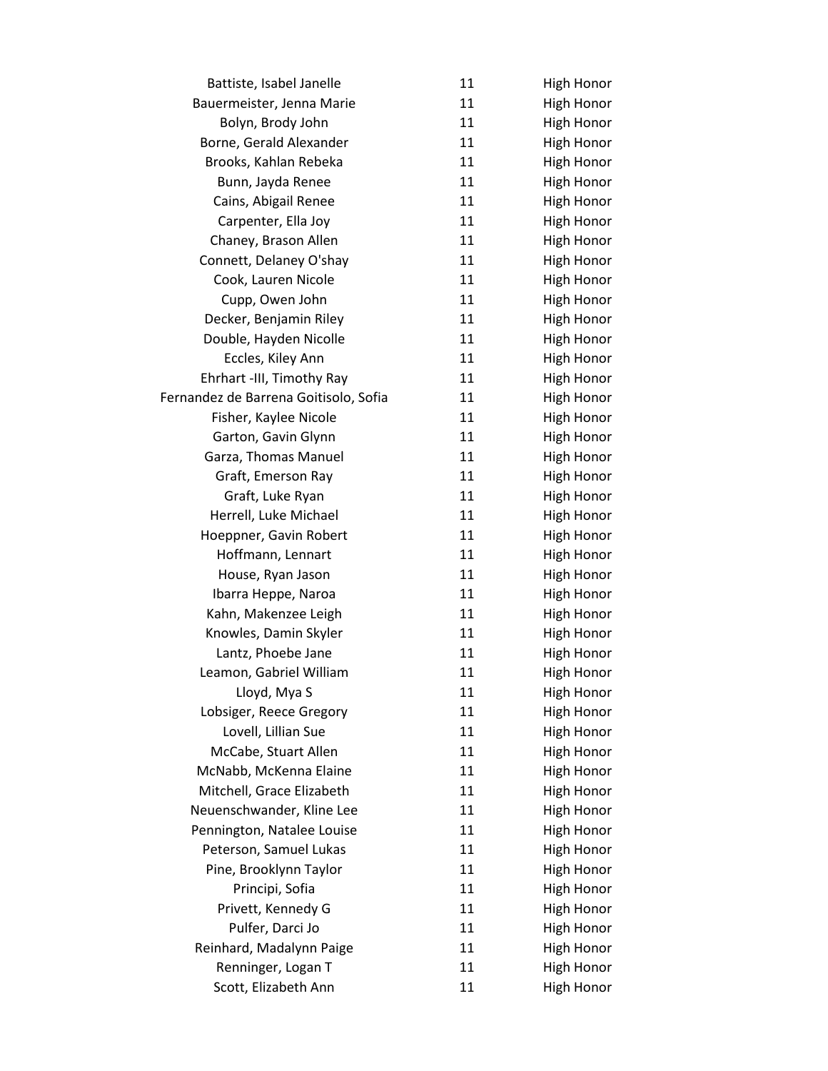| | | |
|---|---|---|
| Battiste, Isabel Janelle | 11 | High Honor |
| Bauermeister, Jenna Marie | 11 | High Honor |
| Bolyn, Brody John | 11 | High Honor |
| Borne, Gerald Alexander | 11 | High Honor |
| Brooks, Kahlan Rebeka | 11 | High Honor |
| Bunn, Jayda Renee | 11 | High Honor |
| Cains, Abigail Renee | 11 | High Honor |
| Carpenter, Ella Joy | 11 | High Honor |
| Chaney, Brason Allen | 11 | High Honor |
| Connett, Delaney O'shay | 11 | High Honor |
| Cook, Lauren Nicole | 11 | High Honor |
| Cupp, Owen John | 11 | High Honor |
| Decker, Benjamin Riley | 11 | High Honor |
| Double, Hayden Nicolle | 11 | High Honor |
| Eccles, Kiley Ann | 11 | High Honor |
| Ehrhart -III, Timothy Ray | 11 | High Honor |
| Fernandez de Barrena Goitisolo, Sofia | 11 | High Honor |
| Fisher, Kaylee Nicole | 11 | High Honor |
| Garton, Gavin Glynn | 11 | High Honor |
| Garza, Thomas Manuel | 11 | High Honor |
| Graft, Emerson Ray | 11 | High Honor |
| Graft, Luke Ryan | 11 | High Honor |
| Herrell, Luke Michael | 11 | High Honor |
| Hoeppner, Gavin Robert | 11 | High Honor |
| Hoffmann, Lennart | 11 | High Honor |
| House, Ryan Jason | 11 | High Honor |
| Ibarra Heppe, Naroa | 11 | High Honor |
| Kahn, Makenzee Leigh | 11 | High Honor |
| Knowles, Damin Skyler | 11 | High Honor |
| Lantz, Phoebe Jane | 11 | High Honor |
| Leamon, Gabriel William | 11 | High Honor |
| Lloyd, Mya S | 11 | High Honor |
| Lobsiger, Reece Gregory | 11 | High Honor |
| Lovell, Lillian Sue | 11 | High Honor |
| McCabe, Stuart Allen | 11 | High Honor |
| McNabb, McKenna Elaine | 11 | High Honor |
| Mitchell, Grace Elizabeth | 11 | High Honor |
| Neuenschwander, Kline Lee | 11 | High Honor |
| Pennington, Natalee Louise | 11 | High Honor |
| Peterson, Samuel Lukas | 11 | High Honor |
| Pine, Brooklynn Taylor | 11 | High Honor |
| Principi, Sofia | 11 | High Honor |
| Privett, Kennedy G | 11 | High Honor |
| Pulfer, Darci Jo | 11 | High Honor |
| Reinhard, Madalynn Paige | 11 | High Honor |
| Renninger, Logan T | 11 | High Honor |
| Scott, Elizabeth Ann | 11 | High Honor |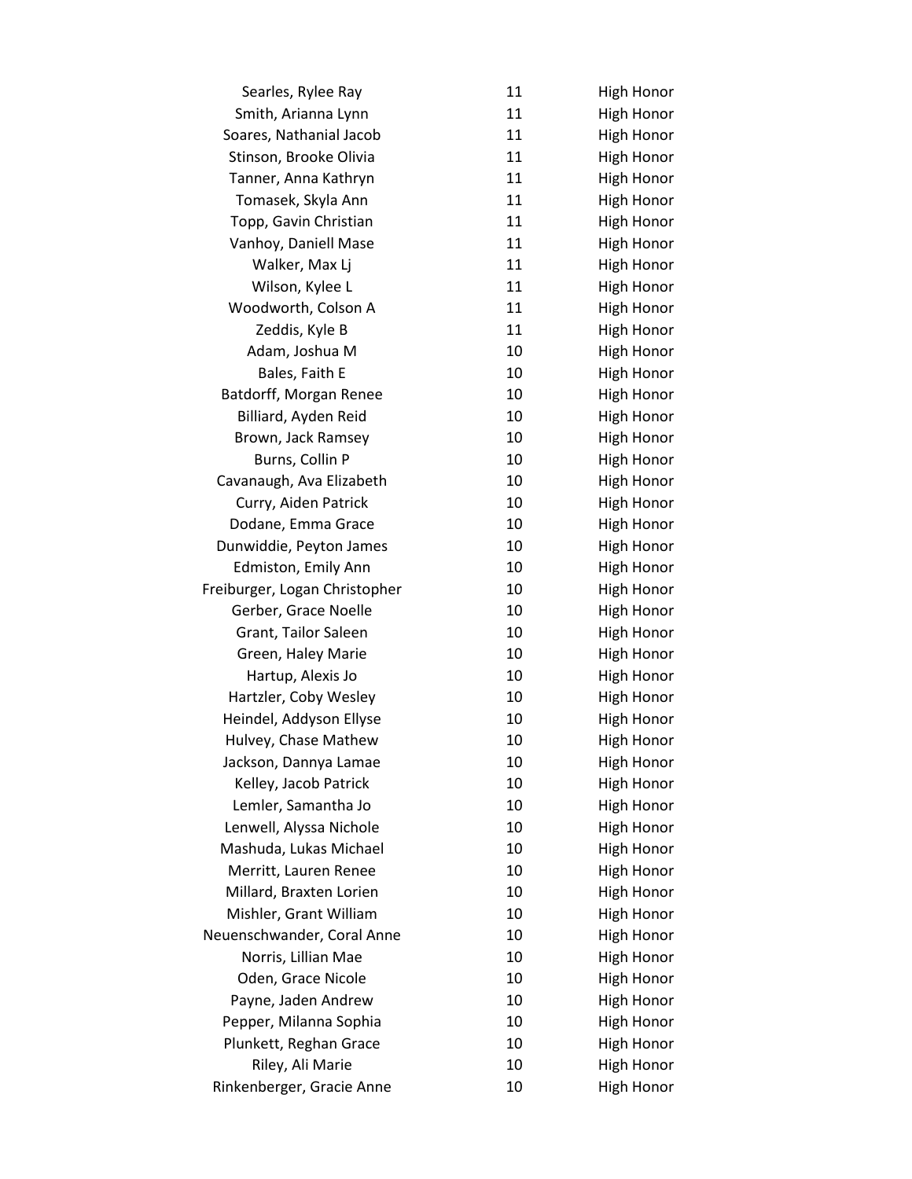| | | |
|---|---|---|
| Searles, Rylee Ray | 11 | High Honor |
| Smith, Arianna Lynn | 11 | High Honor |
| Soares, Nathanial Jacob | 11 | High Honor |
| Stinson, Brooke Olivia | 11 | High Honor |
| Tanner, Anna Kathryn | 11 | High Honor |
| Tomasek, Skyla Ann | 11 | High Honor |
| Topp, Gavin Christian | 11 | High Honor |
| Vanhoy, Daniell Mase | 11 | High Honor |
| Walker, Max Lj | 11 | High Honor |
| Wilson, Kylee L | 11 | High Honor |
| Woodworth, Colson A | 11 | High Honor |
| Zeddis, Kyle B | 11 | High Honor |
| Adam, Joshua M | 10 | High Honor |
| Bales, Faith E | 10 | High Honor |
| Batdorff, Morgan Renee | 10 | High Honor |
| Billiard, Ayden Reid | 10 | High Honor |
| Brown, Jack Ramsey | 10 | High Honor |
| Burns, Collin P | 10 | High Honor |
| Cavanaugh, Ava Elizabeth | 10 | High Honor |
| Curry, Aiden Patrick | 10 | High Honor |
| Dodane, Emma Grace | 10 | High Honor |
| Dunwiddie, Peyton James | 10 | High Honor |
| Edmiston, Emily Ann | 10 | High Honor |
| Freiburger, Logan Christopher | 10 | High Honor |
| Gerber, Grace Noelle | 10 | High Honor |
| Grant, Tailor Saleen | 10 | High Honor |
| Green, Haley Marie | 10 | High Honor |
| Hartup, Alexis Jo | 10 | High Honor |
| Hartzler, Coby Wesley | 10 | High Honor |
| Heindel, Addyson Ellyse | 10 | High Honor |
| Hulvey, Chase Mathew | 10 | High Honor |
| Jackson, Dannya Lamae | 10 | High Honor |
| Kelley, Jacob Patrick | 10 | High Honor |
| Lemler, Samantha Jo | 10 | High Honor |
| Lenwell, Alyssa Nichole | 10 | High Honor |
| Mashuda, Lukas Michael | 10 | High Honor |
| Merritt, Lauren Renee | 10 | High Honor |
| Millard, Braxten Lorien | 10 | High Honor |
| Mishler, Grant William | 10 | High Honor |
| Neuenschwander, Coral Anne | 10 | High Honor |
| Norris, Lillian Mae | 10 | High Honor |
| Oden, Grace Nicole | 10 | High Honor |
| Payne, Jaden Andrew | 10 | High Honor |
| Pepper, Milanna Sophia | 10 | High Honor |
| Plunkett, Reghan Grace | 10 | High Honor |
| Riley, Ali Marie | 10 | High Honor |
| Rinkenberger, Gracie Anne | 10 | High Honor |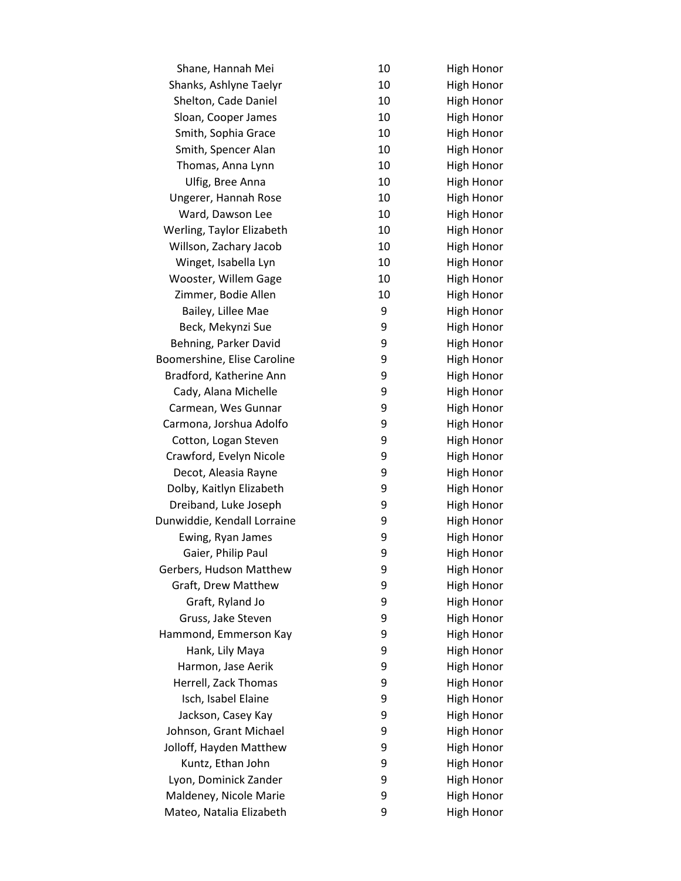| | | |
|---|---|---|
| Shane, Hannah Mei | 10 | High Honor |
| Shanks, Ashlyne Taelyr | 10 | High Honor |
| Shelton, Cade Daniel | 10 | High Honor |
| Sloan, Cooper James | 10 | High Honor |
| Smith, Sophia Grace | 10 | High Honor |
| Smith, Spencer Alan | 10 | High Honor |
| Thomas, Anna Lynn | 10 | High Honor |
| Ulfig, Bree Anna | 10 | High Honor |
| Ungerer, Hannah Rose | 10 | High Honor |
| Ward, Dawson Lee | 10 | High Honor |
| Werling, Taylor Elizabeth | 10 | High Honor |
| Willson, Zachary Jacob | 10 | High Honor |
| Winget, Isabella Lyn | 10 | High Honor |
| Wooster, Willem Gage | 10 | High Honor |
| Zimmer, Bodie Allen | 10 | High Honor |
| Bailey, Lillee Mae | 9 | High Honor |
| Beck, Mekynzi Sue | 9 | High Honor |
| Behning, Parker David | 9 | High Honor |
| Boomershine, Elise Caroline | 9 | High Honor |
| Bradford, Katherine Ann | 9 | High Honor |
| Cady, Alana Michelle | 9 | High Honor |
| Carmean, Wes Gunnar | 9 | High Honor |
| Carmona, Jorshua Adolfo | 9 | High Honor |
| Cotton, Logan Steven | 9 | High Honor |
| Crawford, Evelyn Nicole | 9 | High Honor |
| Decot, Aleasia Rayne | 9 | High Honor |
| Dolby, Kaitlyn Elizabeth | 9 | High Honor |
| Dreiband, Luke Joseph | 9 | High Honor |
| Dunwiddie, Kendall Lorraine | 9 | High Honor |
| Ewing, Ryan James | 9 | High Honor |
| Gaier, Philip Paul | 9 | High Honor |
| Gerbers, Hudson Matthew | 9 | High Honor |
| Graft, Drew Matthew | 9 | High Honor |
| Graft, Ryland Jo | 9 | High Honor |
| Gruss, Jake Steven | 9 | High Honor |
| Hammond, Emmerson Kay | 9 | High Honor |
| Hank, Lily Maya | 9 | High Honor |
| Harmon, Jase Aerik | 9 | High Honor |
| Herrell, Zack Thomas | 9 | High Honor |
| Isch, Isabel Elaine | 9 | High Honor |
| Jackson, Casey Kay | 9 | High Honor |
| Johnson, Grant Michael | 9 | High Honor |
| Jolloff, Hayden Matthew | 9 | High Honor |
| Kuntz, Ethan John | 9 | High Honor |
| Lyon, Dominick Zander | 9 | High Honor |
| Maldeney, Nicole Marie | 9 | High Honor |
| Mateo, Natalia Elizabeth | 9 | High Honor |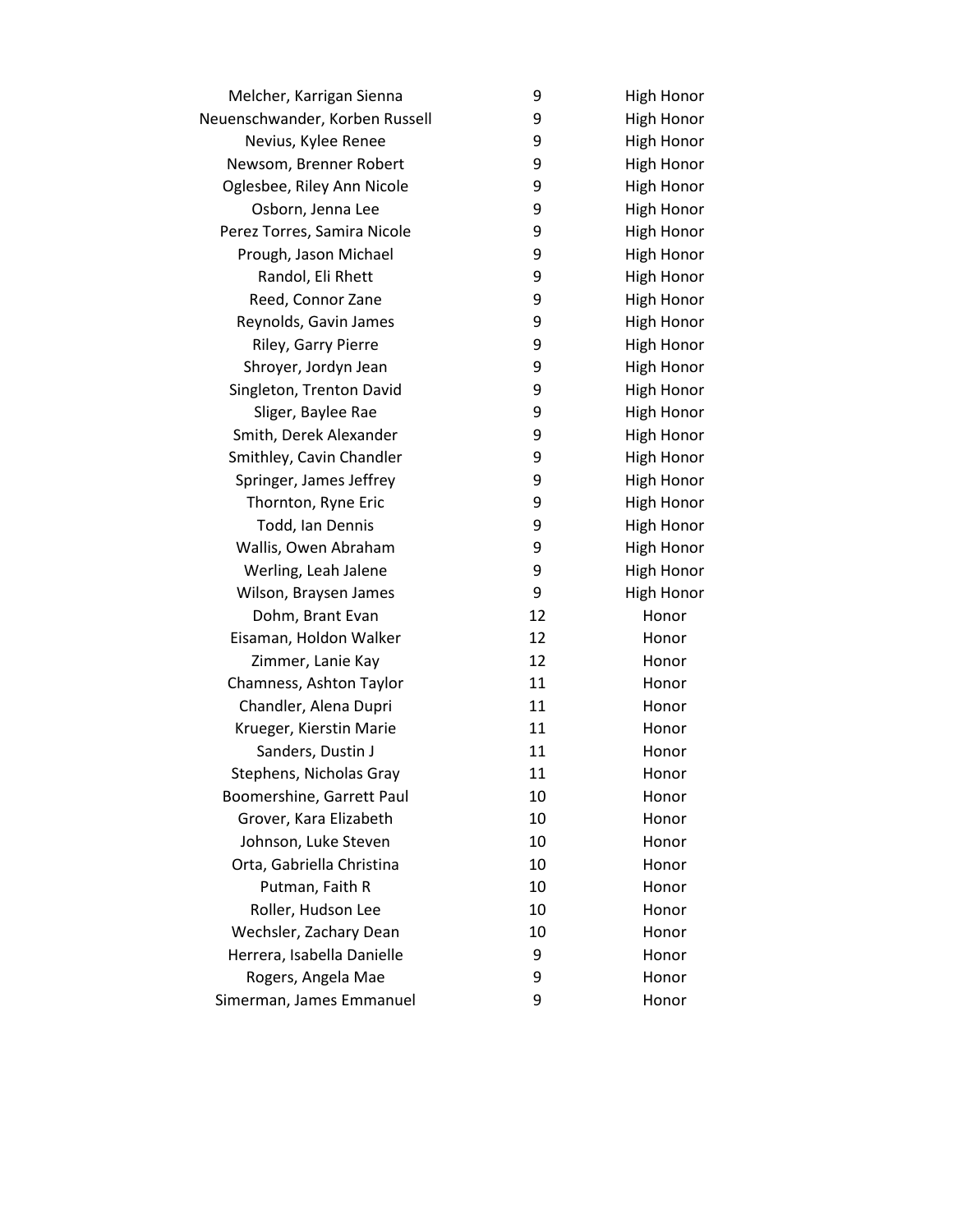| | | |
|---|---|---|
| Melcher, Karrigan Sienna | 9 | High Honor |
| Neuenschwander, Korben Russell | 9 | High Honor |
| Nevius, Kylee Renee | 9 | High Honor |
| Newsom, Brenner Robert | 9 | High Honor |
| Oglesbee, Riley Ann Nicole | 9 | High Honor |
| Osborn, Jenna Lee | 9 | High Honor |
| Perez Torres, Samira Nicole | 9 | High Honor |
| Prough, Jason Michael | 9 | High Honor |
| Randol, Eli Rhett | 9 | High Honor |
| Reed, Connor Zane | 9 | High Honor |
| Reynolds, Gavin James | 9 | High Honor |
| Riley, Garry Pierre | 9 | High Honor |
| Shroyer, Jordyn Jean | 9 | High Honor |
| Singleton, Trenton David | 9 | High Honor |
| Sliger, Baylee Rae | 9 | High Honor |
| Smith, Derek Alexander | 9 | High Honor |
| Smithley, Cavin Chandler | 9 | High Honor |
| Springer, James Jeffrey | 9 | High Honor |
| Thornton, Ryne Eric | 9 | High Honor |
| Todd, Ian Dennis | 9 | High Honor |
| Wallis, Owen Abraham | 9 | High Honor |
| Werling, Leah Jalene | 9 | High Honor |
| Wilson, Braysen James | 9 | High Honor |
| Dohm, Brant Evan | 12 | Honor |
| Eisaman, Holdon Walker | 12 | Honor |
| Zimmer, Lanie Kay | 12 | Honor |
| Chamness, Ashton Taylor | 11 | Honor |
| Chandler, Alena Dupri | 11 | Honor |
| Krueger, Kierstin Marie | 11 | Honor |
| Sanders, Dustin J | 11 | Honor |
| Stephens, Nicholas Gray | 11 | Honor |
| Boomershine, Garrett Paul | 10 | Honor |
| Grover, Kara Elizabeth | 10 | Honor |
| Johnson, Luke Steven | 10 | Honor |
| Orta, Gabriella Christina | 10 | Honor |
| Putman, Faith R | 10 | Honor |
| Roller, Hudson Lee | 10 | Honor |
| Wechsler, Zachary Dean | 10 | Honor |
| Herrera, Isabella Danielle | 9 | Honor |
| Rogers, Angela Mae | 9 | Honor |
| Simerman, James Emmanuel | 9 | Honor |